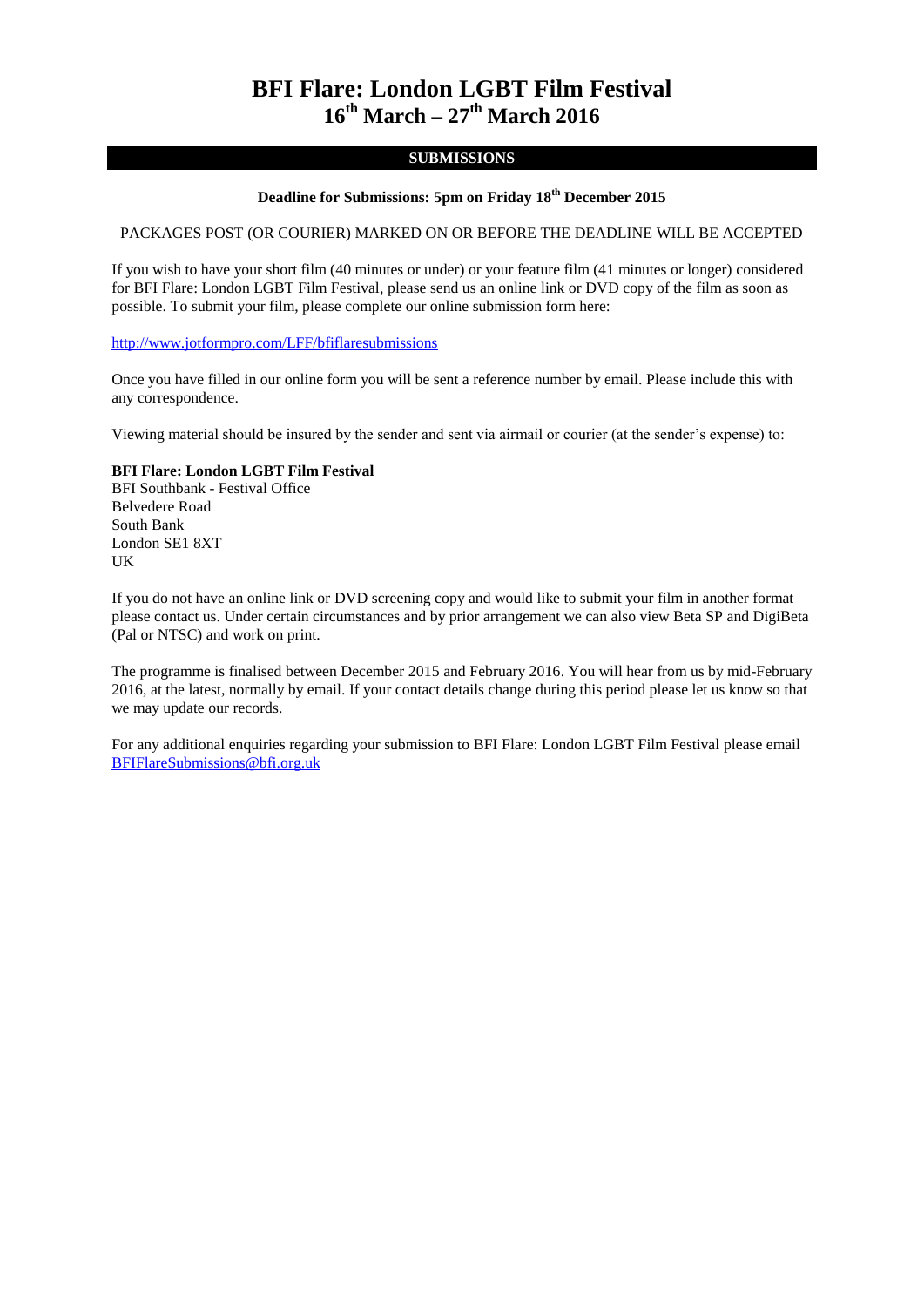# BFI Flare: London LGBT Film Festival
# 16th March – 27th March 2016

## SUBMISSIONS

**Deadline for Submissions: 5pm on Friday 18th December 2015**

PACKAGES POST (OR COURIER) MARKED ON OR BEFORE THE DEADLINE WILL BE ACCEPTED

If you wish to have your short film (40 minutes or under) or your feature film (41 minutes or longer) considered for BFI Flare: London LGBT Film Festival, please send us an online link or DVD copy of the film as soon as possible. To submit your film, please complete our online submission form here:

http://www.jotformpro.com/LFF/bfiflaresubmissions

Once you have filled in our online form you will be sent a reference number by email. Please include this with any correspondence.

Viewing material should be insured by the sender and sent via airmail or courier (at the sender's expense) to:

**BFI Flare: London LGBT Film Festival**
BFI Southbank - Festival Office
Belvedere Road
South Bank
London SE1 8XT
UK

If you do not have an online link or DVD screening copy and would like to submit your film in another format please contact us. Under certain circumstances and by prior arrangement we can also view Beta SP and DigiBeta (Pal or NTSC) and work on print.

The programme is finalised between December 2015 and February 2016. You will hear from us by mid-February 2016, at the latest, normally by email. If your contact details change during this period please let us know so that we may update our records.

For any additional enquiries regarding your submission to BFI Flare: London LGBT Film Festival please email BFIFlareSubmissions@bfi.org.uk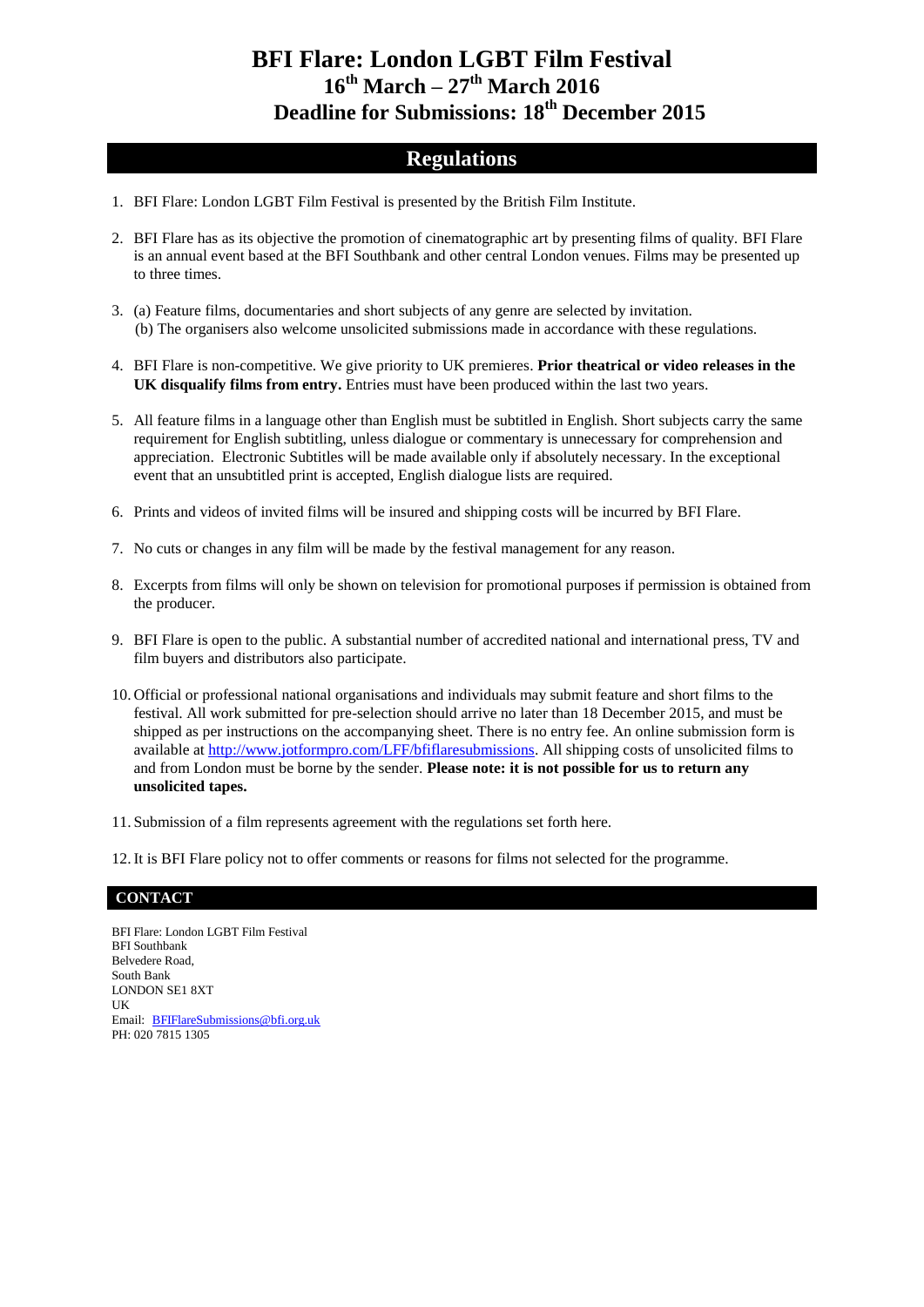# BFI Flare: London LGBT Film Festival

## 16th March – 27th March 2016

## Deadline for Submissions: 18th December 2015

## Regulations

1. BFI Flare: London LGBT Film Festival is presented by the British Film Institute.

2. BFI Flare has as its objective the promotion of cinematographic art by presenting films of quality. BFI Flare is an annual event based at the BFI Southbank and other central London venues. Films may be presented up to three times.

3. (a) Feature films, documentaries and short subjects of any genre are selected by invitation.
   (b) The organisers also welcome unsolicited submissions made in accordance with these regulations.

4. BFI Flare is non-competitive. We give priority to UK premieres. **Prior theatrical or video releases in the UK disqualify films from entry.** Entries must have been produced within the last two years.

5. All feature films in a language other than English must be subtitled in English. Short subjects carry the same requirement for English subtitling, unless dialogue or commentary is unnecessary for comprehension and appreciation. Electronic Subtitles will be made available only if absolutely necessary. In the exceptional event that an unsubtitled print is accepted, English dialogue lists are required.

6. Prints and videos of invited films will be insured and shipping costs will be incurred by BFI Flare.

7. No cuts or changes in any film will be made by the festival management for any reason.

8. Excerpts from films will only be shown on television for promotional purposes if permission is obtained from the producer.

9. BFI Flare is open to the public. A substantial number of accredited national and international press, TV and film buyers and distributors also participate.

10. Official or professional national organisations and individuals may submit feature and short films to the festival. All work submitted for pre-selection should arrive no later than 18 December 2015, and must be shipped as per instructions on the accompanying sheet. There is no entry fee. An online submission form is available at http://www.jotformpro.com/LFF/bfiflaresubmissions. All shipping costs of unsolicited films to and from London must be borne by the sender. **Please note: it is not possible for us to return any unsolicited tapes.**

11. Submission of a film represents agreement with the regulations set forth here.

12. It is BFI Flare policy not to offer comments or reasons for films not selected for the programme.

## CONTACT

BFI Flare: London LGBT Film Festival
BFI Southbank
Belvedere Road,
South Bank
LONDON SE1 8XT
UK
Email: BFIFlareSubmissions@bfi.org.uk
PH: 020 7815 1305